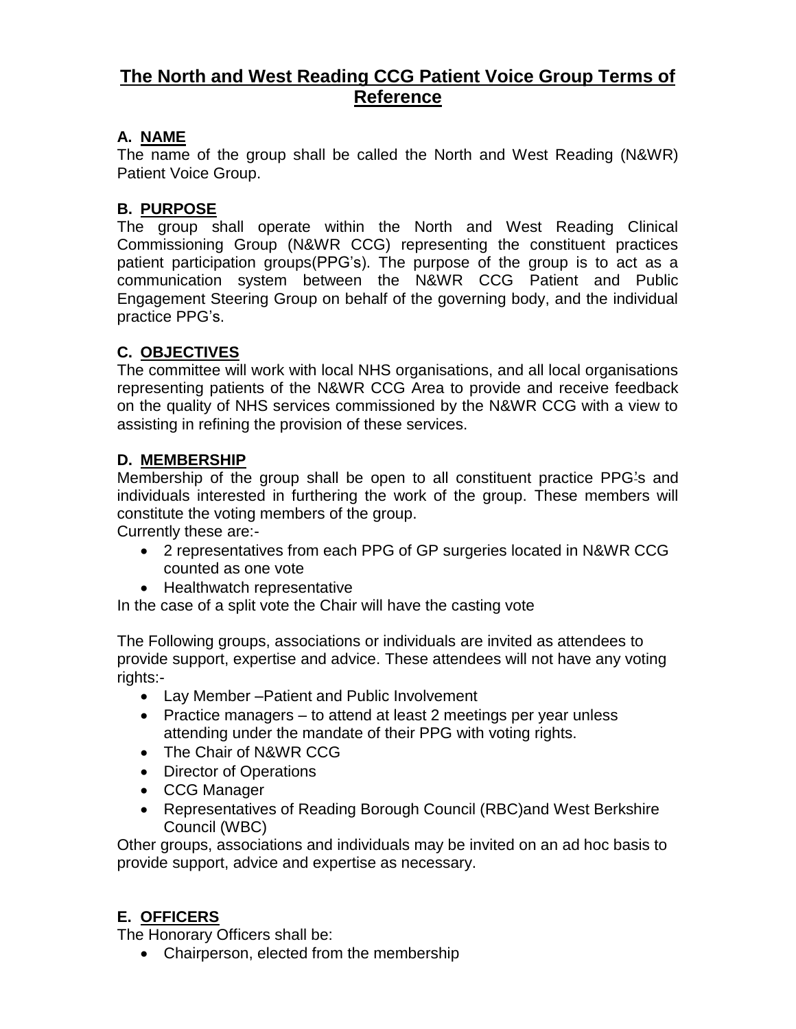# The North and West Reading CCG Patient Voice Group Terms of Reference

## A. NAME

The name of the group shall be called the North and West Reading (N&WR) Patient Voice Group.

## B. PURPOSE

The group shall operate within the North and West Reading Clinical Commissioning Group (N&WR CCG) representing the constituent practices patient participation groups(PPG's). The purpose of the group is to act as a communication system between the N&WR CCG Patient and Public Engagement Steering Group on behalf of the governing body, and the individual practice PPG's.

## C. OBJECTIVES

The committee will work with local NHS organisations, and all local organisations representing patients of the N&WR CCG Area to provide and receive feedback on the quality of NHS services commissioned by the N&WR CCG with a view to assisting in refining the provision of these services.

## D. MEMBERSHIP

Membership of the group shall be open to all constituent practice PPG's and individuals interested in furthering the work of the group. These members will constitute the voting members of the group.

Currently these are:-

- 2 representatives from each PPG of GP surgeries located in N&WR CCG counted as one vote
- Healthwatch representative

In the case of a split vote the Chair will have the casting vote

The Following groups, associations or individuals are invited as attendees to provide support, expertise and advice. These attendees will not have any voting rights:-

- Lay Member –Patient and Public Involvement
- Practice managers – to attend at least 2 meetings per year unless attending under the mandate of their PPG with voting rights.
- The Chair of N&WR CCG
- Director of Operations
- CCG Manager
- Representatives of Reading Borough Council (RBC)and West Berkshire Council (WBC)

Other groups, associations and individuals may be invited on an ad hoc basis to provide support, advice and expertise as necessary.

## E. OFFICERS

The Honorary Officers shall be:

- Chairperson, elected from the membership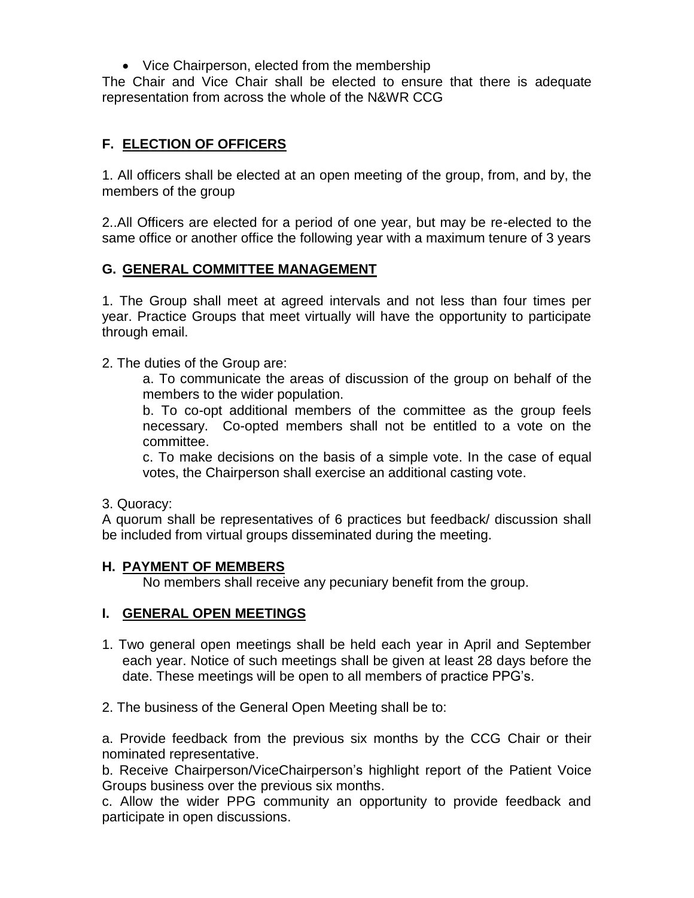- Vice Chairperson, elected from the membership

The Chair and Vice Chair shall be elected to ensure that there is adequate representation from across the whole of the N&WR CCG

## F. ELECTION OF OFFICERS

1. All officers shall be elected at an open meeting of the group, from, and by, the members of the group

2..All Officers are elected for a period of one year, but may be re-elected to the same office or another office the following year with a maximum tenure of 3 years

## G. GENERAL COMMITTEE MANAGEMENT

1. The Group shall meet at agreed intervals and not less than four times per year. Practice Groups that meet virtually will have the opportunity to participate through email.

2. The duties of the Group are:

   a. To communicate the areas of discussion of the group on behalf of the members to the wider population.

   b. To co-opt additional members of the committee as the group feels necessary. Co-opted members shall not be entitled to a vote on the committee.

   c. To make decisions on the basis of a simple vote. In the case of equal votes, the Chairperson shall exercise an additional casting vote.

3. Quoracy:

A quorum shall be representatives of 6 practices but feedback/ discussion shall be included from virtual groups disseminated during the meeting.

## H. PAYMENT OF MEMBERS

No members shall receive any pecuniary benefit from the group.

## I. GENERAL OPEN MEETINGS

1. Two general open meetings shall be held each year in April and September each year. Notice of such meetings shall be given at least 28 days before the date. These meetings will be open to all members of practice PPG's.

2. The business of the General Open Meeting shall be to:

a. Provide feedback from the previous six months by the CCG Chair or their nominated representative.

b. Receive Chairperson/ViceChairperson's highlight report of the Patient Voice Groups business over the previous six months.

c. Allow the wider PPG community an opportunity to provide feedback and participate in open discussions.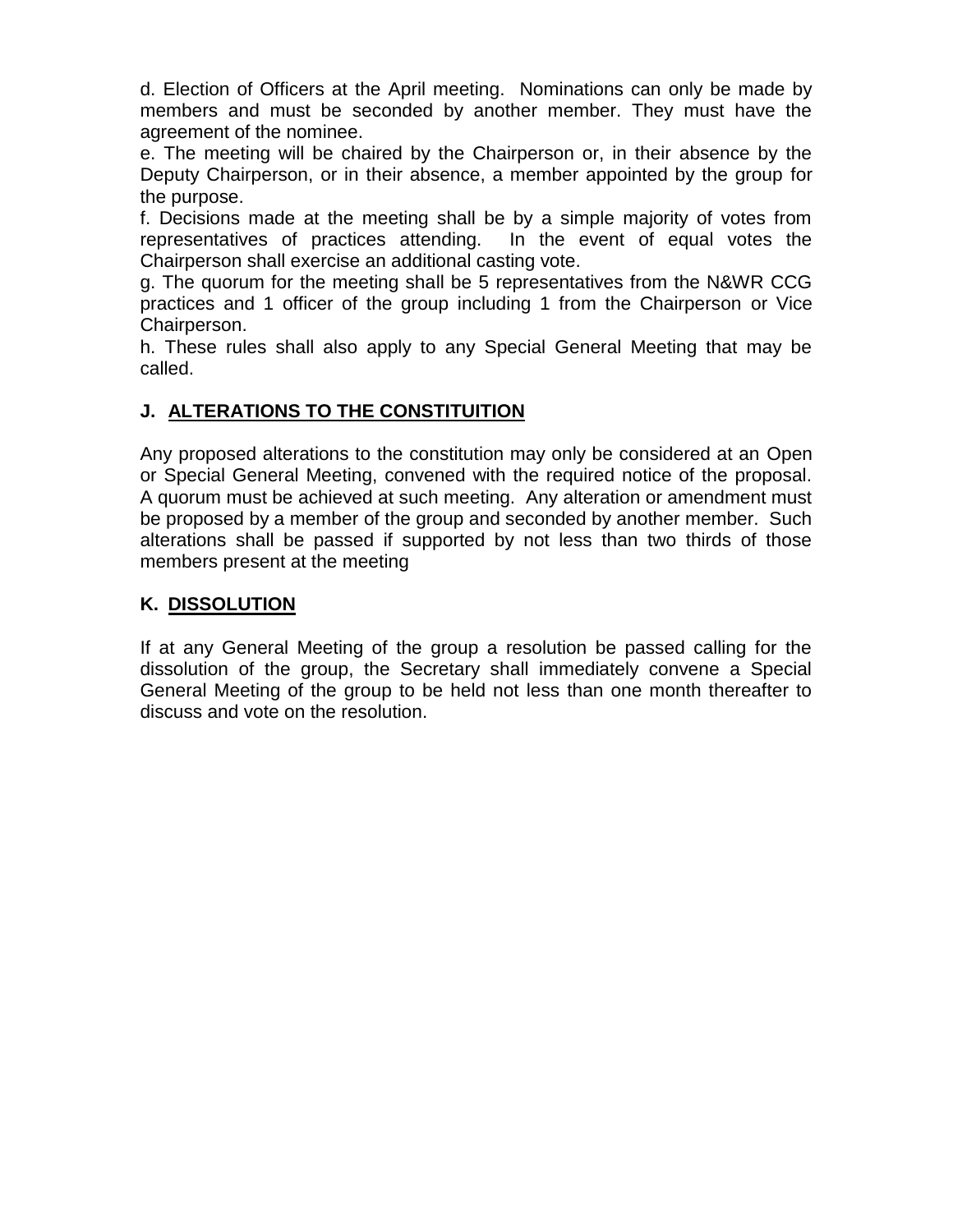d. Election of Officers at the April meeting. Nominations can only be made by members and must be seconded by another member. They must have the agreement of the nominee.

e. The meeting will be chaired by the Chairperson or, in their absence by the Deputy Chairperson, or in their absence, a member appointed by the group for the purpose.

f. Decisions made at the meeting shall be by a simple majority of votes from representatives of practices attending. In the event of equal votes the Chairperson shall exercise an additional casting vote.

g. The quorum for the meeting shall be 5 representatives from the N&WR CCG practices and 1 officer of the group including 1 from the Chairperson or Vice Chairperson.

h. These rules shall also apply to any Special General Meeting that may be called.

## J. <u>ALTERATIONS TO THE CONSTITUITION</u>

Any proposed alterations to the constitution may only be considered at an Open or Special General Meeting, convened with the required notice of the proposal. A quorum must be achieved at such meeting. Any alteration or amendment must be proposed by a member of the group and seconded by another member. Such alterations shall be passed if supported by not less than two thirds of those members present at the meeting

## K. <u>DISSOLUTION</u>

If at any General Meeting of the group a resolution be passed calling for the dissolution of the group, the Secretary shall immediately convene a Special General Meeting of the group to be held not less than one month thereafter to discuss and vote on the resolution.